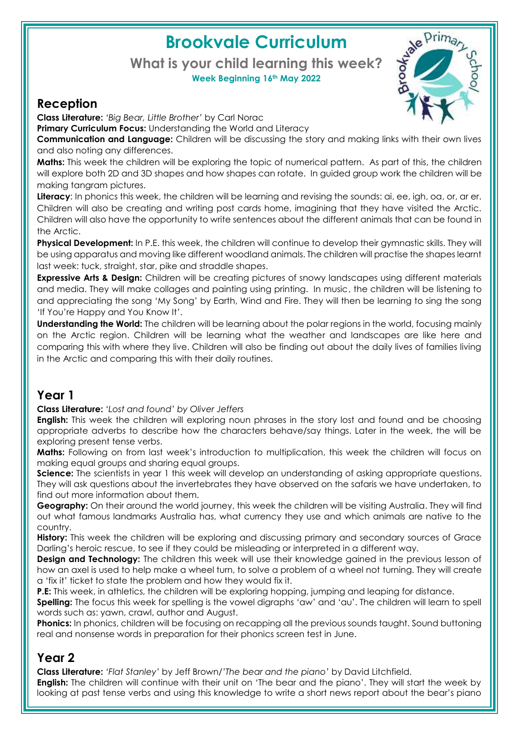# Brookvale Curriculum

## What is your child learning this week?

**Week Beginning 16th May 2022**

## Reception

**Class Literature:** *'Big Bear, Little Brother'* by Carl Norac

**Primary Curriculum Focus:** Understanding the World and Literacy

**Communication and Language:** Children will be discussing the story and making links with their own lives and also noting any differences.

**Maths:** This week the children will be exploring the topic of numerical pattern. As part of this, the children will explore both 2D and 3D shapes and how shapes can rotate. In guided group work the children will be making tangram pictures.

**Literacy**: In phonics this week, the children will be learning and revising the sounds: ai, ee, igh, oa, or, ar er. Children will also be creating and writing post cards home, imagining that they have visited the Arctic. Children will also have the opportunity to write sentences about the different animals that can be found in the Arctic.

**Physical Development:** In P.E. this week, the children will continue to develop their gymnastic skills. They will be using apparatus and moving like different woodland animals. The children will practise the shapes learnt last week: tuck, straight, star, pike and straddle shapes.

**Expressive Arts & Design:** Children will be creating pictures of snowy landscapes using different materials and media. They will make collages and painting using printing. In music, the children will be listening to and appreciating the song 'My Song' by Earth, Wind and Fire. They will then be learning to sing the song 'If You're Happy and You Know It'.

**Understanding the World:** The children will be learning about the polar regions in the world, focusing mainly on the Arctic region. Children will be learning what the weather and landscapes are like here and comparing this with where they live. Children will also be finding out about the daily lives of families living in the Arctic and comparing this with their daily routines.

## Year 1

**Class Literature:** *'Lost and found' by Oliver Jeffers*

**English:** This week the children will exploring noun phrases in the story lost and found and be choosing appropriate adverbs to describe how the characters behave/say things. Later in the week, the will be exploring present tense verbs.

**Maths:** Following on from last week's introduction to multiplication, this week the children will focus on making equal groups and sharing equal groups.

**Science:** The scientists in year 1 this week will develop an understanding of asking appropriate questions. They will ask questions about the invertebrates they have observed on the safaris we have undertaken, to find out more information about them.

**Geography:** On their around the world journey, this week the children will be visiting Australia. They will find out what famous landmarks Australia has, what currency they use and which animals are native to the country.

**History:** This week the children will be exploring and discussing primary and secondary sources of Grace Darling's heroic rescue, to see if they could be misleading or interpreted in a different way.

**Design and Technology:** The children this week will use their knowledge gained in the previous lesson of how an axel is used to help make a wheel turn, to solve a problem of a wheel not turning. They will create a 'fix it' ticket to state the problem and how they would fix it.

**P.E:** This week, in athletics, the children will be exploring hopping, jumping and leaping for distance.

**Spelling:** The focus this week for spelling is the vowel digraphs 'aw' and 'au'. The children will learn to spell words such as: yawn, crawl, author and August.

**Phonics:** In phonics, children will be focusing on recapping all the previous sounds taught. Sound buttoning real and nonsense words in preparation for their phonics screen test in June.

## Year 2

**Class Literature:** *'Flat Stanley'* by Jeff Brown/*'The bear and the piano'* by David Litchfield.

**English:** The children will continue with their unit on 'The bear and the piano'. They will start the week by looking at past tense verbs and using this knowledge to write a short news report about the bear's piano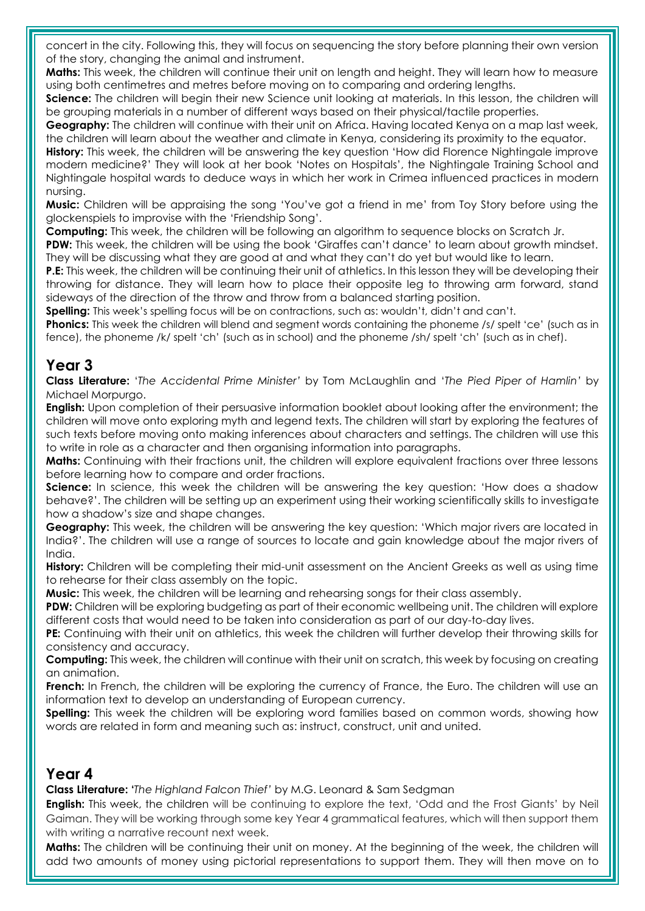concert in the city. Following this, they will focus on sequencing the story before planning their own version of the story, changing the animal and instrument.

**Maths:** This week, the children will continue their unit on length and height. They will learn how to measure using both centimetres and metres before moving on to comparing and ordering lengths.

**Science:** The children will begin their new Science unit looking at materials. In this lesson, the children will be grouping materials in a number of different ways based on their physical/tactile properties.

**Geography:** The children will continue with their unit on Africa. Having located Kenya on a map last week, the children will learn about the weather and climate in Kenya, considering its proximity to the equator.

**History:** This week, the children will be answering the key question 'How did Florence Nightingale improve modern medicine?' They will look at her book 'Notes on Hospitals', the Nightingale Training School and Nightingale hospital wards to deduce ways in which her work in Crimea influenced practices in modern nursing.

**Music:** Children will be appraising the song 'You've got a friend in me' from Toy Story before using the glockenspiels to improvise with the 'Friendship Song'.

**Computing:** This week, the children will be following an algorithm to sequence blocks on Scratch Jr.

**PDW:** This week, the children will be using the book 'Giraffes can't dance' to learn about growth mindset. They will be discussing what they are good at and what they can't do yet but would like to learn.

**P.E:** This week, the children will be continuing their unit of athletics. In this lesson they will be developing their throwing for distance. They will learn how to place their opposite leg to throwing arm forward, stand sideways of the direction of the throw and throw from a balanced starting position.

**Spelling:** This week's spelling focus will be on contractions, such as: wouldn't, didn't and can't.

**Phonics:** This week the children will blend and segment words containing the phoneme /s/ spelt 'ce' (such as in fence), the phoneme /k/ spelt 'ch' (such as in school) and the phoneme /sh/ spelt 'ch' (such as in chef).

## Year 3

**Class Literature:** '*The Accidental Prime Minister'* by Tom McLaughlin and '*The Pied Piper of Hamlin'* by Michael Morpurgo.

**English:** Upon completion of their persuasive information booklet about looking after the environment; the children will move onto exploring myth and legend texts. The children will start by exploring the features of such texts before moving onto making inferences about characters and settings. The children will use this to write in role as a character and then organising information into paragraphs.

**Maths:** Continuing with their fractions unit, the children will explore equivalent fractions over three lessons before learning how to compare and order fractions.

**Science:** In science, this week the children will be answering the key question: 'How does a shadow behave?'. The children will be setting up an experiment using their working scientifically skills to investigate how a shadow's size and shape changes.

**Geography:** This week, the children will be answering the key question: 'Which major rivers are located in India?'. The children will use a range of sources to locate and gain knowledge about the major rivers of India.

**History:** Children will be completing their mid-unit assessment on the Ancient Greeks as well as using time to rehearse for their class assembly on the topic.

**Music:** This week, the children will be learning and rehearsing songs for their class assembly.

**PDW:** Children will be exploring budgeting as part of their economic wellbeing unit. The children will explore different costs that would need to be taken into consideration as part of our day-to-day lives.

**PE:** Continuing with their unit on athletics, this week the children will further develop their throwing skills for consistency and accuracy.

**Computing:** This week, the children will continue with their unit on scratch, this week by focusing on creating an animation.

**French:** In French, the children will be exploring the currency of France, the Euro. The children will use an information text to develop an understanding of European currency.

**Spelling:** This week the children will be exploring word families based on common words, showing how words are related in form and meaning such as: instruct, construct, unit and united.

## Year 4

**Class Literature: '***The Highland Falcon Thief'* by M.G. Leonard & Sam Sedgman

**English:** This week, the children will be continuing to explore the text, 'Odd and the Frost Giants' by Neil Gaiman. They will be working through some key Year 4 grammatical features, which will then support them with writing a narrative recount next week.

**Maths:** The children will be continuing their unit on money. At the beginning of the week, the children will add two amounts of money using pictorial representations to support them. They will then move on to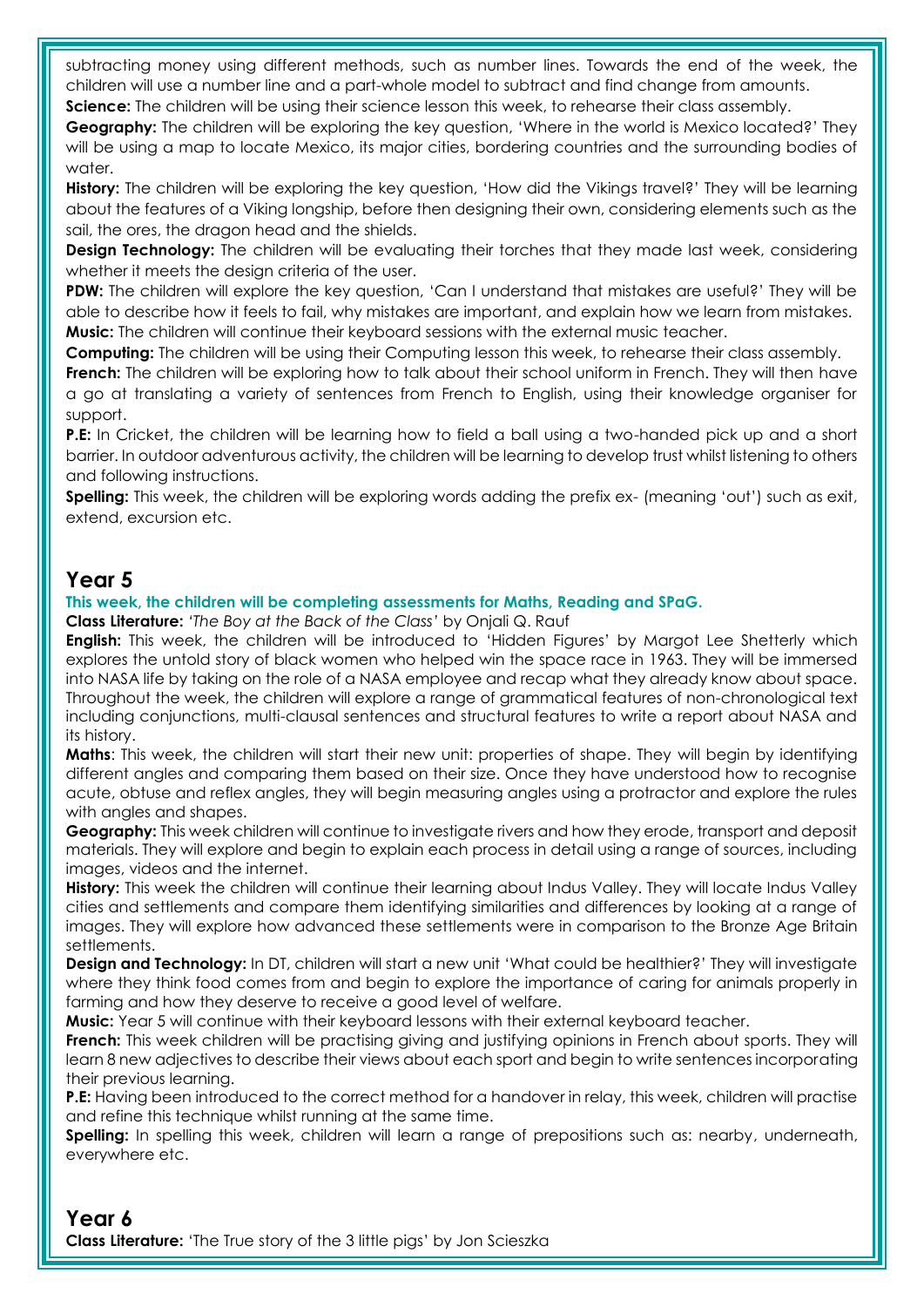subtracting money using different methods, such as number lines. Towards the end of the week, the children will use a number line and a part-whole model to subtract and find change from amounts.

**Science:** The children will be using their science lesson this week, to rehearse their class assembly.

**Geography:** The children will be exploring the key question, 'Where in the world is Mexico located?' They will be using a map to locate Mexico, its major cities, bordering countries and the surrounding bodies of water.

**History:** The children will be exploring the key question, 'How did the Vikings travel?' They will be learning about the features of a Viking longship, before then designing their own, considering elements such as the sail, the ores, the dragon head and the shields.

**Design Technology:** The children will be evaluating their torches that they made last week, considering whether it meets the design criteria of the user.

**PDW:** The children will explore the key question, 'Can I understand that mistakes are useful?' They will be able to describe how it feels to fail, why mistakes are important, and explain how we learn from mistakes.

**Music:** The children will continue their keyboard sessions with the external music teacher.

**Computing:** The children will be using their Computing lesson this week, to rehearse their class assembly.

**French:** The children will be exploring how to talk about their school uniform in French. They will then have a go at translating a variety of sentences from French to English, using their knowledge organiser for support.

**P.E:** In Cricket, the children will be learning how to field a ball using a two-handed pick up and a short barrier. In outdoor adventurous activity, the children will be learning to develop trust whilst listening to others and following instructions.

**Spelling:** This week, the children will be exploring words adding the prefix ex- (meaning 'out') such as exit, extend, excursion etc.

## Year 5

**This week, the children will be completing assessments for Maths, Reading and SPaG.**

**Class Literature:** *'The Boy at the Back of the Class'* by Onjali Q. Rauf

**English:** This week, the children will be introduced to 'Hidden Figures' by Margot Lee Shetterly which explores the untold story of black women who helped win the space race in 1963. They will be immersed into NASA life by taking on the role of a NASA employee and recap what they already know about space. Throughout the week, the children will explore a range of grammatical features of non-chronological text including conjunctions, multi-clausal sentences and structural features to write a report about NASA and its history.

**Maths**: This week, the children will start their new unit: properties of shape. They will begin by identifying different angles and comparing them based on their size. Once they have understood how to recognise acute, obtuse and reflex angles, they will begin measuring angles using a protractor and explore the rules with angles and shapes.

**Geography:** This week children will continue to investigate rivers and how they erode, transport and deposit materials. They will explore and begin to explain each process in detail using a range of sources, including images, videos and the internet.

**History:** This week the children will continue their learning about Indus Valley. They will locate Indus Valley cities and settlements and compare them identifying similarities and differences by looking at a range of images. They will explore how advanced these settlements were in comparison to the Bronze Age Britain settlements.

**Design and Technology:** In DT, children will start a new unit 'What could be healthier?' They will investigate where they think food comes from and begin to explore the importance of caring for animals properly in farming and how they deserve to receive a good level of welfare.

**Music:** Year 5 will continue with their keyboard lessons with their external keyboard teacher.

**French:** This week children will be practising giving and justifying opinions in French about sports. They will learn 8 new adjectives to describe their views about each sport and begin to write sentences incorporating their previous learning.

**P.E:** Having been introduced to the correct method for a handover in relay, this week, children will practise and refine this technique whilst running at the same time.

**Spelling:** In spelling this week, children will learn a range of prepositions such as: nearby, underneath, everywhere etc.

## Year 6

**Class Literature:** 'The True story of the 3 little pigs' by Jon Scieszka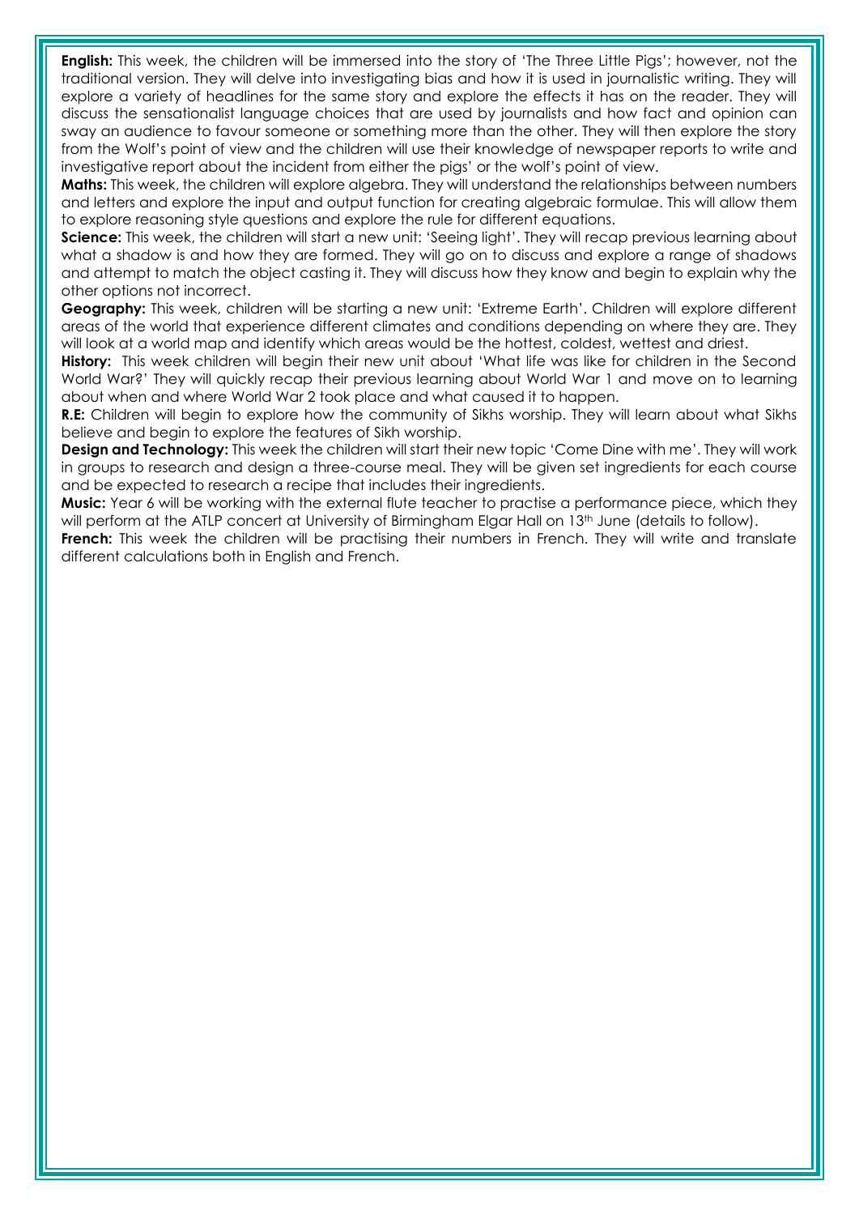**English:** This week, the children will be immersed into the story of 'The Three Little Pigs'; however, not the traditional version. They will delve into investigating bias and how it is used in journalistic writing. They will explore a variety of headlines for the same story and explore the effects it has on the reader. They will discuss the sensationalist language choices that are used by journalists and how fact and opinion can sway an audience to favour someone or something more than the other. They will then explore the story from the Wolf's point of view and the children will use their knowledge of newspaper reports to write and investigative report about the incident from either the pigs' or the wolf's point of view.

**Maths:** This week, the children will explore algebra. They will understand the relationships between numbers and letters and explore the input and output function for creating algebraic formulae. This will allow them to explore reasoning style questions and explore the rule for different equations.

**Science:** This week, the children will start a new unit: 'Seeing light'. They will recap previous learning about what a shadow is and how they are formed. They will go on to discuss and explore a range of shadows and attempt to match the object casting it. They will discuss how they know and begin to explain why the other options not incorrect.

**Geography:** This week, children will be starting a new unit: 'Extreme Earth'. Children will explore different areas of the world that experience different climates and conditions depending on where they are. They will look at a world map and identify which areas would be the hottest, coldest, wettest and driest.

**History:** This week children will begin their new unit about 'What life was like for children in the Second World War?' They will quickly recap their previous learning about World War 1 and move on to learning about when and where World War 2 took place and what caused it to happen.

**R.E:** Children will begin to explore how the community of Sikhs worship. They will learn about what Sikhs believe and begin to explore the features of Sikh worship.

**Design and Technology:** This week the children will start their new topic 'Come Dine with me'. They will work in groups to research and design a three-course meal. They will be given set ingredients for each course and be expected to research a recipe that includes their ingredients.

**Music:** Year 6 will be working with the external flute teacher to practise a performance piece, which they will perform at the ATLP concert at University of Birmingham Elgar Hall on 13th June (details to follow).

**French:** This week the children will be practising their numbers in French. They will write and translate different calculations both in English and French.